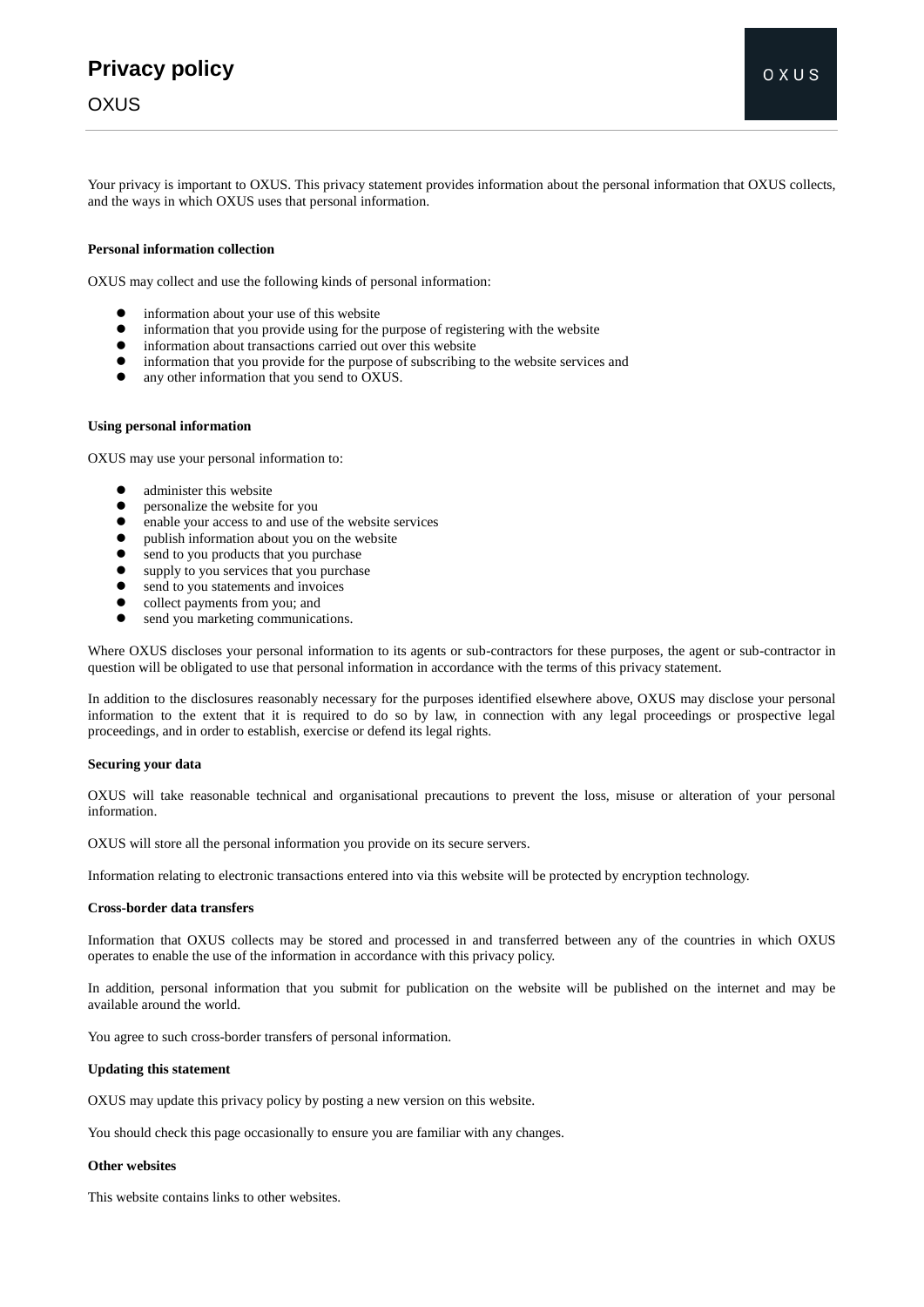# Privacy policy

OXUS

Your privacy is important to OXUS. This privacy statement provides information about the personal information that OXUS collects, and the ways in which OXUS uses that personal information.

**Personal information collection**

OXUS may collect and use the following kinds of personal information:

- information about your use of this website
- information that you provide using for the purpose of registering with the website
- information about transactions carried out over this website
- information that you provide for the purpose of subscribing to the website services and
- any other information that you send to OXUS.

**Using personal information**

OXUS may use your personal information to:

- administer this website
- personalize the website for you
- enable your access to and use of the website services
- publish information about you on the website
- send to you products that you purchase
- supply to you services that you purchase
- send to you statements and invoices
- collect payments from you; and
- send you marketing communications.

Where OXUS discloses your personal information to its agents or sub-contractors for these purposes, the agent or sub-contractor in question will be obligated to use that personal information in accordance with the terms of this privacy statement.

In addition to the disclosures reasonably necessary for the purposes identified elsewhere above, OXUS may disclose your personal information to the extent that it is required to do so by law, in connection with any legal proceedings or prospective legal proceedings, and in order to establish, exercise or defend its legal rights.

**Securing your data**

OXUS will take reasonable technical and organisational precautions to prevent the loss, misuse or alteration of your personal information.

OXUS will store all the personal information you provide on its secure servers.

Information relating to electronic transactions entered into via this website will be protected by encryption technology.

**Cross-border data transfers**

Information that OXUS collects may be stored and processed in and transferred between any of the countries in which OXUS operates to enable the use of the information in accordance with this privacy policy.

In addition, personal information that you submit for publication on the website will be published on the internet and may be available around the world.

You agree to such cross-border transfers of personal information.

**Updating this statement**

OXUS may update this privacy policy by posting a new version on this website.

You should check this page occasionally to ensure you are familiar with any changes.

**Other websites**

This website contains links to other websites.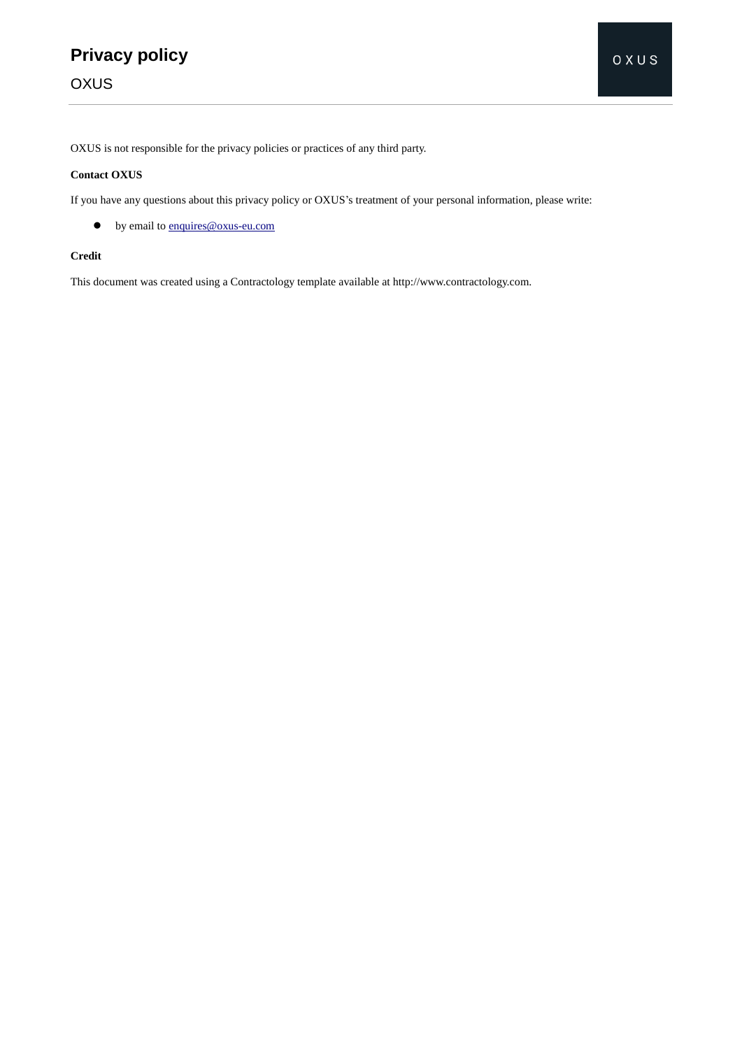OXUS is not responsible for the privacy policies or practices of any third party.

**Contact OXUS**

If you have any questions about this privacy policy or OXUS's treatment of your personal information, please write:

- by email to enquires@oxus-eu.com

**Credit**

This document was created using a Contractology template available at http://www.contractology.com.